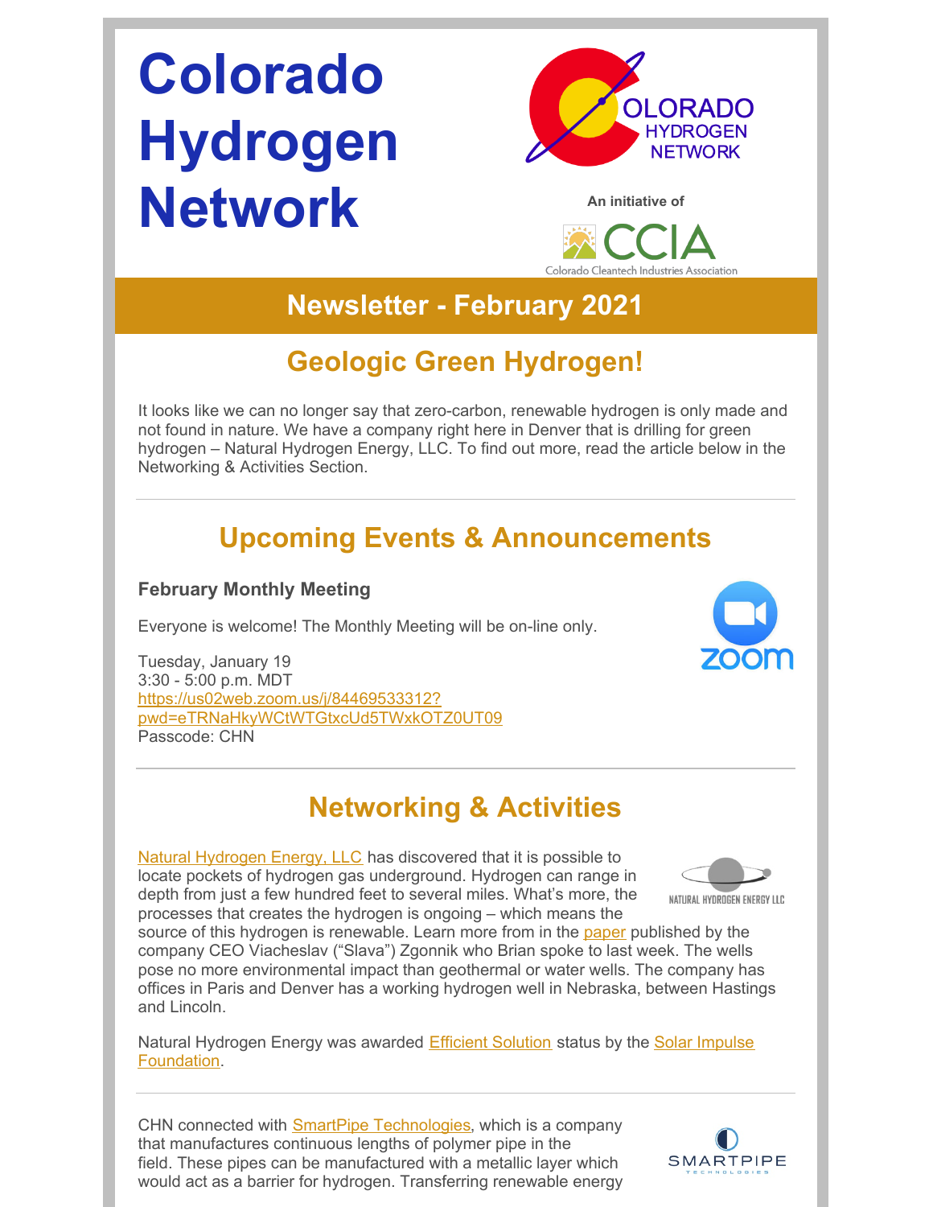# Colorado Hydrogen Network

An initiative of

Colorado Cleantech Industries Association

## Newsletter - February 2021

## Geologic Green Hydrogen!

It looks like we can no longer say that zero-carbon, renewable hydrogen is only made and not found in nature. We have a company right here in Denver that is drilling for green hydrogen – Natural Hydrogen Energy, LLC. To find out more, read the article below in the Networking & Activities Section.

---

## Upcoming Events & Announcements

### February Monthly Meeting

Everyone is welcome! The Monthly Meeting will be on-line only.

Tuesday, January 19
3:30 - 5:00 p.m. MDT
https://us02web.zoom.us/j/84469533312?pwd=eTRNaHkyWCtWTGtxcUd5TWxkOTZ0UT09
Passcode: CHN

---

## Networking & Activities

Natural Hydrogen Energy, LLC has discovered that it is possible to locate pockets of hydrogen gas underground. Hydrogen can range in depth from just a few hundred feet to several miles. What's more, the processes that creates the hydrogen is ongoing – which means the source of this hydrogen is renewable. Learn more from in the paper published by the company CEO Viacheslav ("Slava") Zgonnik who Brian spoke to last week. The wells pose no more environmental impact than geothermal or water wells. The company has offices in Paris and Denver has a working hydrogen well in Nebraska, between Hastings and Lincoln.

Natural Hydrogen Energy was awarded Efficient Solution status by the Solar Impulse Foundation.

---

CHN connected with SmartPipe Technologies, which is a company that manufactures continuous lengths of polymer pipe in the field. These pipes can be manufactured with a metallic layer which would act as a barrier for hydrogen. Transferring renewable energy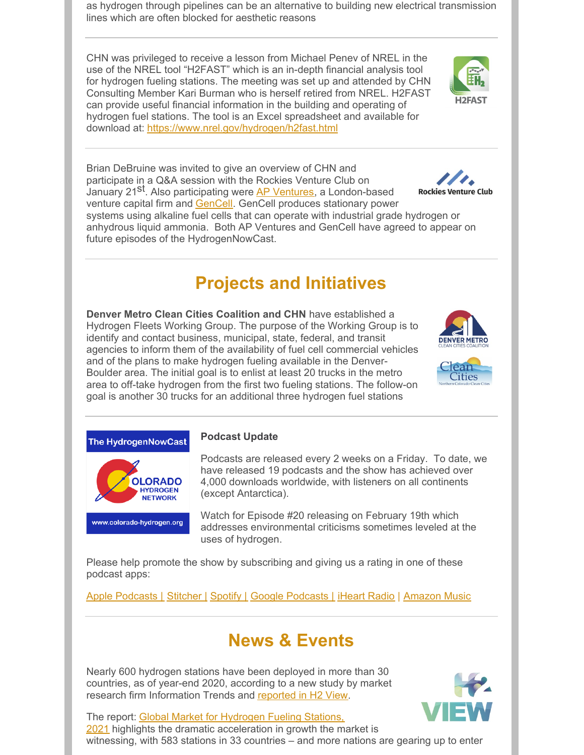as hydrogen through pipelines can be an alternative to building new electrical transmission lines which are often blocked for aesthetic reasons

---

CHN was privileged to receive a lesson from Michael Penev of NREL in the use of the NREL tool "H2FAST" which is an in-depth financial analysis tool for hydrogen fueling stations. The meeting was set up and attended by CHN Consulting Member Kari Burman who is herself retired from NREL. H2FAST can provide useful financial information in the building and operating of hydrogen fuel stations. The tool is an Excel spreadsheet and available for download at: https://www.nrel.gov/hydrogen/h2fast.html

---

Brian DeBruine was invited to give an overview of CHN and participate in a Q&A session with the Rockies Venture Club on January 21st. Also participating were AP Ventures, a London-based venture capital firm and GenCell. GenCell produces stationary power systems using alkaline fuel cells that can operate with industrial grade hydrogen or anhydrous liquid ammonia. Both AP Ventures and GenCell have agreed to appear on future episodes of the HydrogenNowCast.

---

## Projects and Initiatives

**Denver Metro Clean Cities Coalition and CHN** have established a Hydrogen Fleets Working Group. The purpose of the Working Group is to identify and contact business, municipal, state, federal, and transit agencies to inform them of the availability of fuel cell commercial vehicles and of the plans to make hydrogen fueling available in the Denver-Boulder area. The initial goal is to enlist at least 20 trucks in the metro area to off-take hydrogen from the first two fueling stations. The follow-on goal is another 30 trucks for an additional three hydrogen fuel stations

---

**Podcast Update**

Podcasts are released every 2 weeks on a Friday. To date, we have released 19 podcasts and the show has achieved over 4,000 downloads worldwide, with listeners on all continents (except Antarctica).

Watch for Episode #20 releasing on February 19th which addresses environmental criticisms sometimes leveled at the uses of hydrogen.

Please help promote the show by subscribing and giving us a rating in one of these podcast apps:

Apple Podcasts | Stitcher | Spotify | Google Podcasts | iHeart Radio | Amazon Music

---

## News & Events

Nearly 600 hydrogen stations have been deployed in more than 30 countries, as of year-end 2020, according to a new study by market research firm Information Trends and reported in H2 View.

The report: Global Market for Hydrogen Fueling Stations, 2021 highlights the dramatic acceleration in growth the market is witnessing, with 583 stations in 33 countries – and more nations are gearing up to enter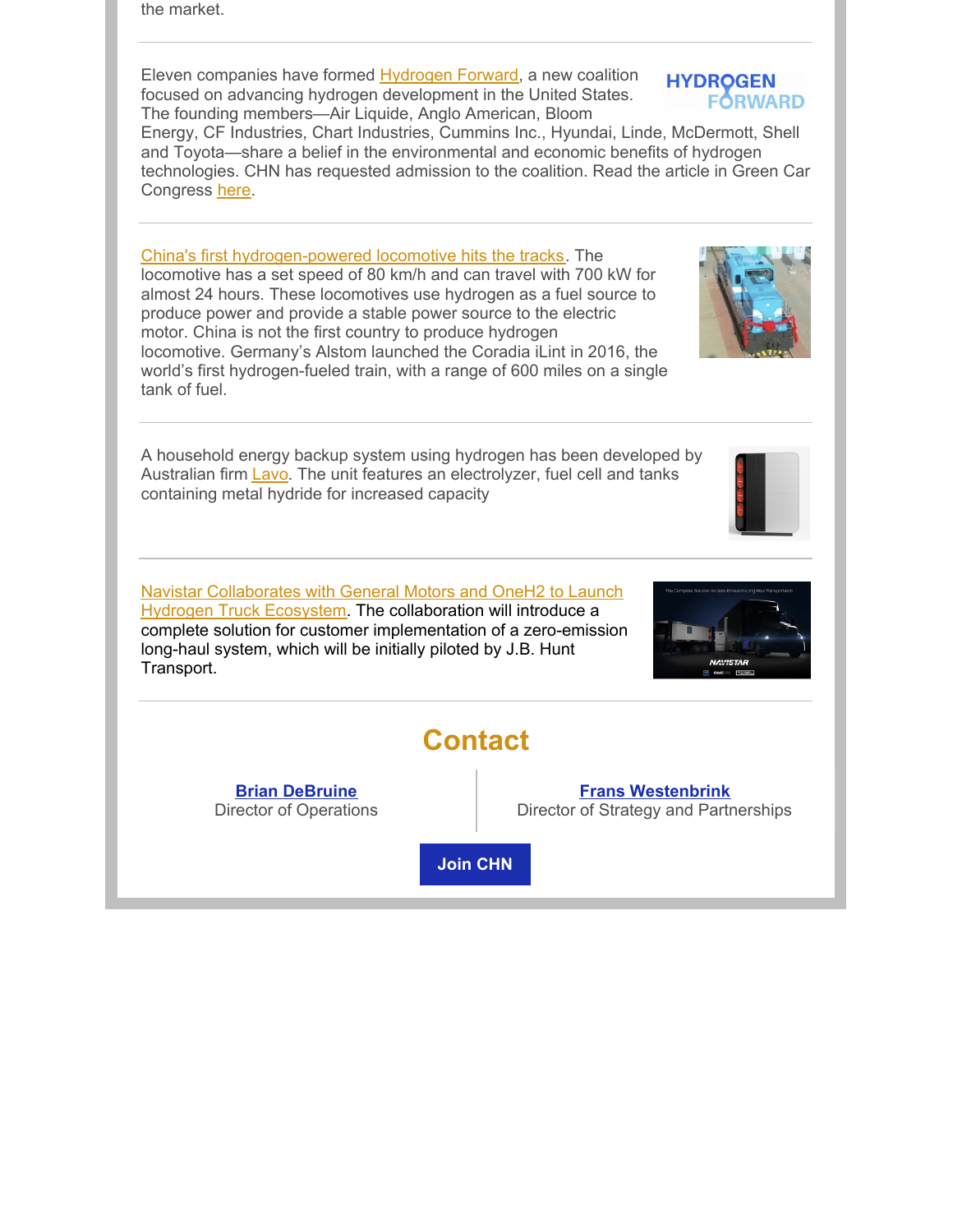the market.

---

Eleven companies have formed Hydrogen Forward, a new coalition focused on advancing hydrogen development in the United States. The founding members—Air Liquide, Anglo American, Bloom Energy, CF Industries, Chart Industries, Cummins Inc., Hyundai, Linde, McDermott, Shell and Toyota—share a belief in the environmental and economic benefits of hydrogen technologies. CHN has requested admission to the coalition. Read the article in Green Car Congress here.

---

China's first hydrogen-powered locomotive hits the tracks. The locomotive has a set speed of 80 km/h and can travel with 700 kW for almost 24 hours. These locomotives use hydrogen as a fuel source to produce power and provide a stable power source to the electric motor. China is not the first country to produce hydrogen locomotive. Germany's Alstom launched the Coradia iLint in 2016, the world's first hydrogen-fueled train, with a range of 600 miles on a single tank of fuel.

---

A household energy backup system using hydrogen has been developed by Australian firm Lavo. The unit features an electrolyzer, fuel cell and tanks containing metal hydride for increased capacity

---

Navistar Collaborates with General Motors and OneH2 to Launch Hydrogen Truck Ecosystem. The collaboration will introduce a complete solution for customer implementation of a zero-emission long-haul system, which will be initially piloted by J.B. Hunt Transport.

---

## Contact

**Brian DeBruine**
Director of Operations

**Frans Westenbrink**
Director of Strategy and Partnerships

**Join CHN**